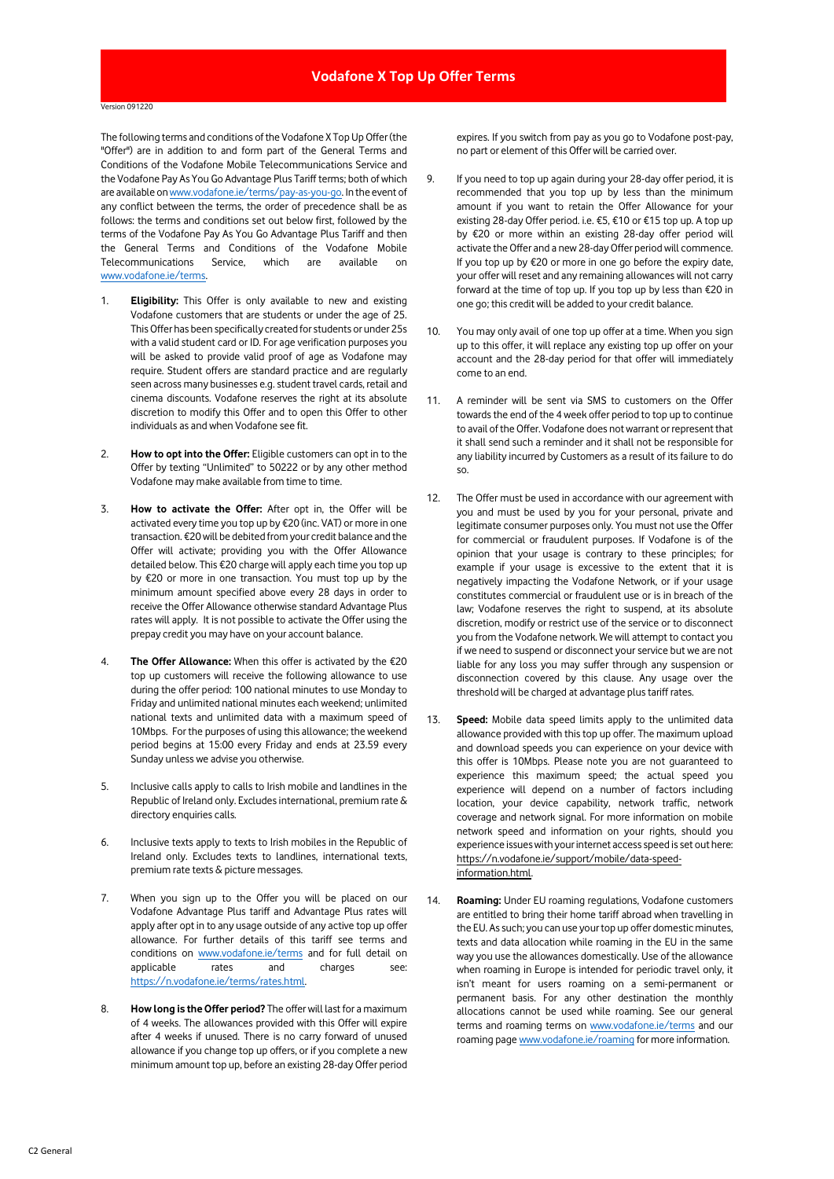# Vodafone X Top Up Offer Terms

Version 091220

The following terms and conditions of the Vodafone X Top Up Offer (the "Offer") are in addition to and form part of the General Terms and Conditions of the Vodafone Mobile Telecommunications Service and the Vodafone Pay As You Go Advantage Plus Tariff terms; both of which are available on www.vodafone.ie/terms/pay-as-you-go. In the event of any conflict between the terms, the order of precedence shall be as follows: the terms and conditions set out below first, followed by the terms of the Vodafone Pay As You Go Advantage Plus Tariff and then the General Terms and Conditions of the Vodafone Mobile Telecommunications Service, which are available on www.vodafone.ie/terms.

1. **Eligibility:** This Offer is only available to new and existing Vodafone customers that are students or under the age of 25. This Offer has been specifically created for students or under 25s with a valid student card or ID. For age verification purposes you will be asked to provide valid proof of age as Vodafone may require. Student offers are standard practice and are regularly seen across many businesses e.g. student travel cards, retail and cinema discounts. Vodafone reserves the right at its absolute discretion to modify this Offer and to open this Offer to other individuals as and when Vodafone see fit.

2. **How to opt into the Offer:** Eligible customers can opt in to the Offer by texting "Unlimited" to 50222 or by any other method Vodafone may make available from time to time.

3. **How to activate the Offer:** After opt in, the Offer will be activated every time you top up by €20 (inc. VAT) or more in one transaction. €20 will be debited from your credit balance and the Offer will activate; providing you with the Offer Allowance detailed below. This €20 charge will apply each time you top up by €20 or more in one transaction. You must top up by the minimum amount specified above every 28 days in order to receive the Offer Allowance otherwise standard Advantage Plus rates will apply. It is not possible to activate the Offer using the prepay credit you may have on your account balance.

4. **The Offer Allowance:** When this offer is activated by the €20 top up customers will receive the following allowance to use during the offer period: 100 national minutes to use Monday to Friday and unlimited national minutes each weekend; unlimited national texts and unlimited data with a maximum speed of 10Mbps. For the purposes of using this allowance; the weekend period begins at 15:00 every Friday and ends at 23.59 every Sunday unless we advise you otherwise.

5. Inclusive calls apply to calls to Irish mobile and landlines in the Republic of Ireland only. Excludes international, premium rate & directory enquiries calls.

6. Inclusive texts apply to texts to Irish mobiles in the Republic of Ireland only. Excludes texts to landlines, international texts, premium rate texts & picture messages.

7. When you sign up to the Offer you will be placed on our Vodafone Advantage Plus tariff and Advantage Plus rates will apply after opt in to any usage outside of any active top up offer allowance. For further details of this tariff see terms and conditions on www.vodafone.ie/terms and for full detail on applicable rates and charges see: https://n.vodafone.ie/terms/rates.html.

8. **How long is the Offer period?** The offer will last for a maximum of 4 weeks. The allowances provided with this Offer will expire after 4 weeks if unused. There is no carry forward of unused allowance if you change top up offers, or if you complete a new minimum amount top up, before an existing 28-day Offer period expires. If you switch from pay as you go to Vodafone post-pay, no part or element of this Offer will be carried over.

9. If you need to top up again during your 28-day offer period, it is recommended that you top up by less than the minimum amount if you want to retain the Offer Allowance for your existing 28-day Offer period. i.e. €5, €10 or €15 top up. A top up by €20 or more within an existing 28-day offer period will activate the Offer and a new 28-day Offer period will commence. If you top up by €20 or more in one go before the expiry date, your offer will reset and any remaining allowances will not carry forward at the time of top up. If you top up by less than €20 in one go; this credit will be added to your credit balance.

10. You may only avail of one top up offer at a time. When you sign up to this offer, it will replace any existing top up offer on your account and the 28-day period for that offer will immediately come to an end.

11. A reminder will be sent via SMS to customers on the Offer towards the end of the 4 week offer period to top up to continue to avail of the Offer. Vodafone does not warrant or represent that it shall send such a reminder and it shall not be responsible for any liability incurred by Customers as a result of its failure to do so.

12. The Offer must be used in accordance with our agreement with you and must be used by you for your personal, private and legitimate consumer purposes only. You must not use the Offer for commercial or fraudulent purposes. If Vodafone is of the opinion that your usage is contrary to these principles; for example if your usage is excessive to the extent that it is negatively impacting the Vodafone Network, or if your usage constitutes commercial or fraudulent use or is in breach of the law; Vodafone reserves the right to suspend, at its absolute discretion, modify or restrict use of the service or to disconnect you from the Vodafone network. We will attempt to contact you if we need to suspend or disconnect your service but we are not liable for any loss you may suffer through any suspension or disconnection covered by this clause. Any usage over the threshold will be charged at advantage plus tariff rates.

13. **Speed:** Mobile data speed limits apply to the unlimited data allowance provided with this top up offer. The maximum upload and download speeds you can experience on your device with this offer is 10Mbps. Please note you are not guaranteed to experience this maximum speed; the actual speed you experience will depend on a number of factors including location, your device capability, network traffic, network coverage and network signal. For more information on mobile network speed and information on your rights, should you experience issues with your internet access speed is set out here: https://n.vodafone.ie/support/mobile/data-speed-information.html.

14. **Roaming:** Under EU roaming regulations, Vodafone customers are entitled to bring their home tariff abroad when travelling in the EU. As such; you can use your top up offer domestic minutes, texts and data allocation while roaming in the EU in the same way you use the allowances domestically. Use of the allowance when roaming in Europe is intended for periodic travel only, it isn't meant for users roaming on a semi-permanent or permanent basis. For any other destination the monthly allocations cannot be used while roaming. See our general terms and roaming terms on www.vodafone.ie/terms and our roaming page www.vodafone.ie/roaming for more information.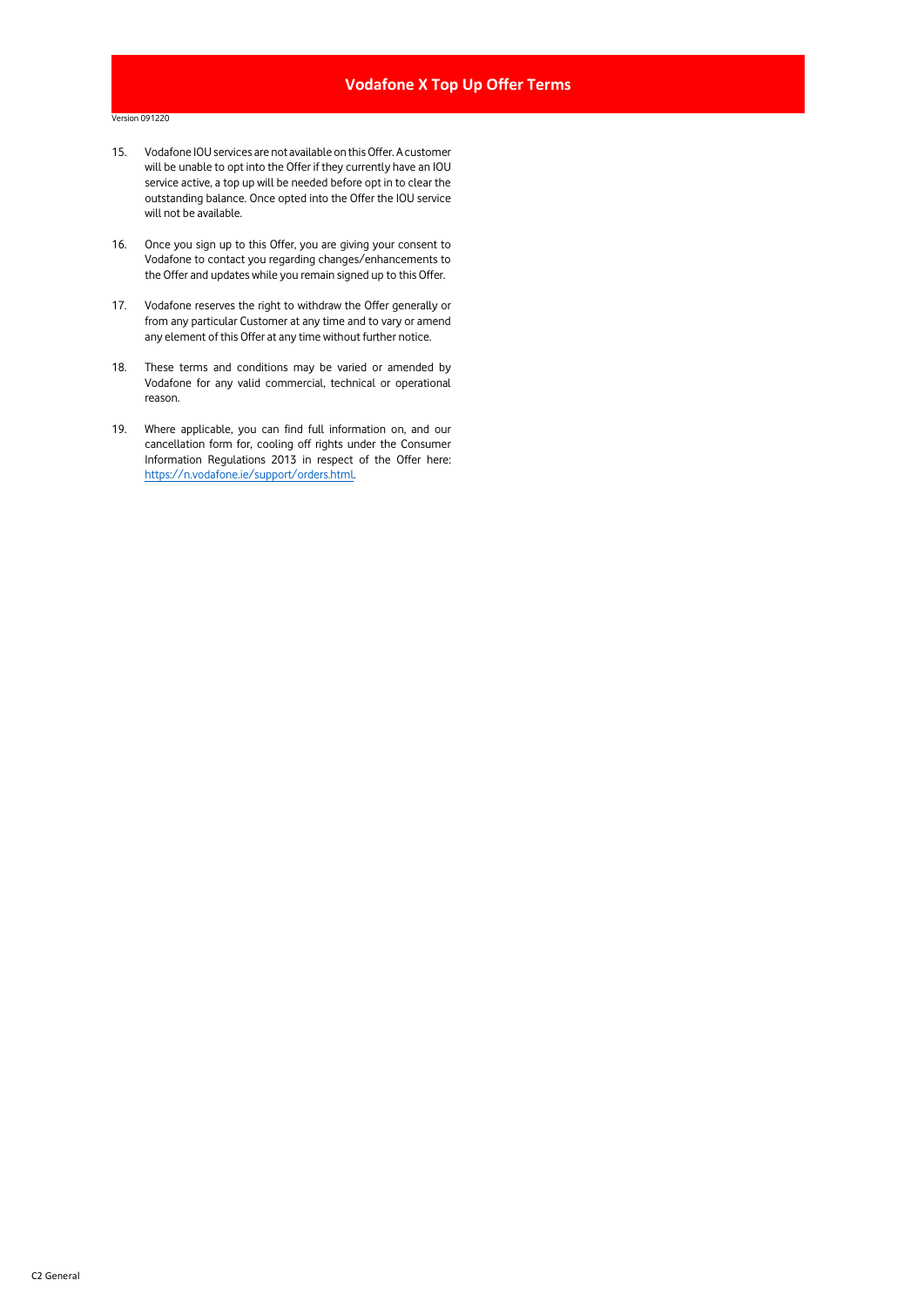15. Vodafone IOU services are not available on this Offer. A customer will be unable to opt into the Offer if they currently have an IOU service active, a top up will be needed before opt in to clear the outstanding balance. Once opted into the Offer the IOU service will not be available.

16. Once you sign up to this Offer, you are giving your consent to Vodafone to contact you regarding changes/enhancements to the Offer and updates while you remain signed up to this Offer.

17. Vodafone reserves the right to withdraw the Offer generally or from any particular Customer at any time and to vary or amend any element of this Offer at any time without further notice.

18. These terms and conditions may be varied or amended by Vodafone for any valid commercial, technical or operational reason.

19. Where applicable, you can find full information on, and our cancellation form for, cooling off rights under the Consumer Information Regulations 2013 in respect of the Offer here: https://n.vodafone.ie/support/orders.html.